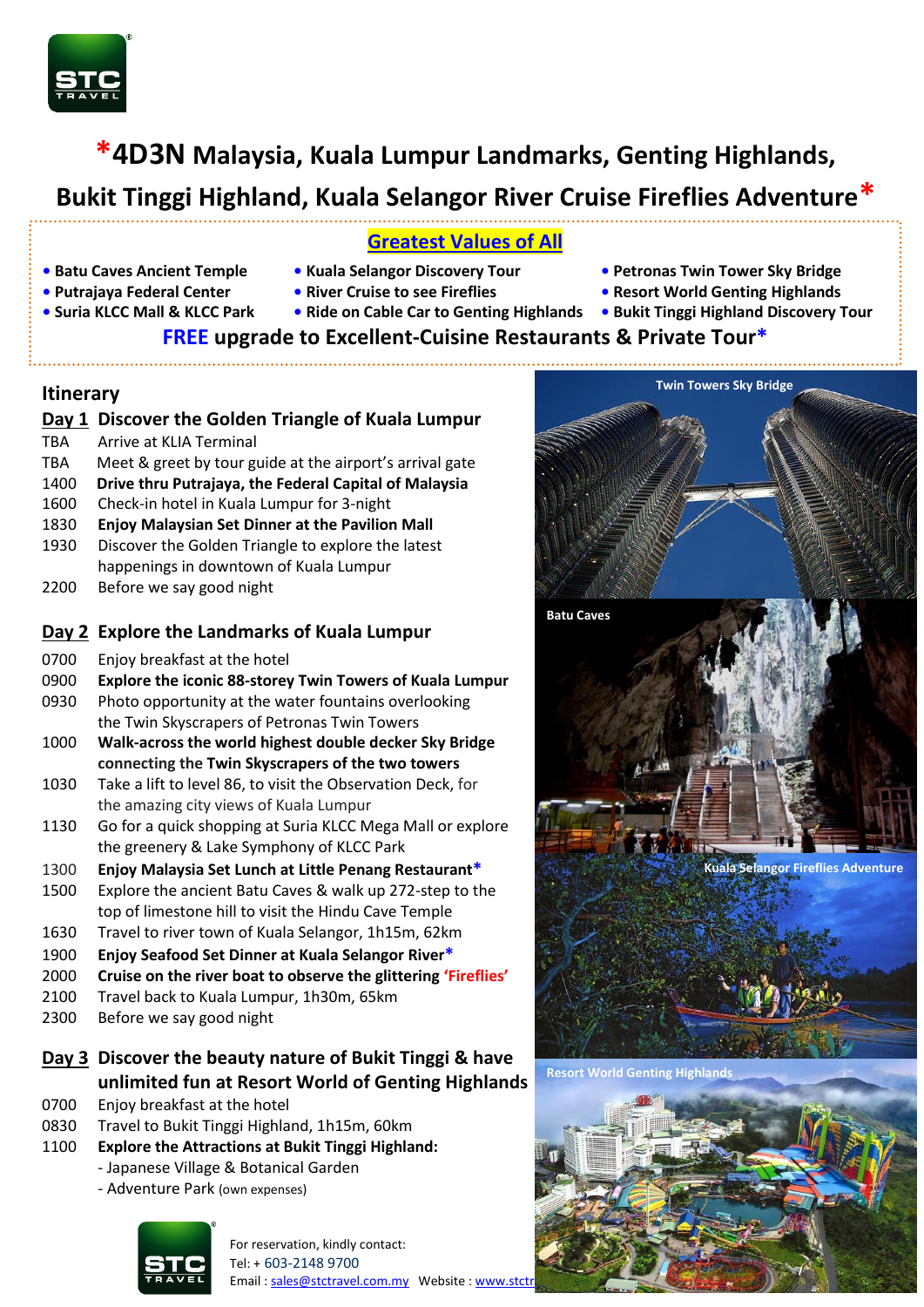# *4D3N Malaysia, Kuala Lumpur Landmarks, Genting Highlands, Bukit Tinggi Highland, Kuala Selangor River Cruise Fireflies Adventure*

## Greatest Values of All

- Batu Caves Ancient Temple
- Putrajaya Federal Center
- Suria KLCC Mall & KLCC Park
- Kuala Selangor Discovery Tour
- River Cruise to see Fireflies
- Ride on Cable Car to Genting Highlands
- Petronas Twin Tower Sky Bridge
- Resort World Genting Highlands
- Bukit Tinggi Highland Discovery Tour

**FREE upgrade to Excellent-Cuisine Restaurants & Private Tour***

## Itinerary

### Day 1 Discover the Golden Triangle of Kuala Lumpur

| | |
|---|---|
| TBA | Arrive at KLIA Terminal |
| TBA | Meet & greet by tour guide at the airport's arrival gate |
| 1400 | **Drive thru Putrajaya, the Federal Capital of Malaysia** |
| 1600 | Check-in hotel in Kuala Lumpur for 3-night |
| 1830 | **Enjoy Malaysian Set Dinner at the Pavilion Mall** |
| 1930 | Discover the Golden Triangle to explore the latest happenings in downtown of Kuala Lumpur |
| 2200 | Before we say good night |

### Day 2 Explore the Landmarks of Kuala Lumpur

| | |
|---|---|
| 0700 | Enjoy breakfast at the hotel |
| 0900 | **Explore the iconic 88-storey Twin Towers of Kuala Lumpur** |
| 0930 | Photo opportunity at the water fountains overlooking the Twin Skyscrapers of Petronas Twin Towers |
| 1000 | **Walk-across the world highest double decker Sky Bridge connecting the Twin Skyscrapers of the two towers** |
| 1030 | Take a lift to level 86, to visit the Observation Deck, for the amazing city views of Kuala Lumpur |
| 1130 | Go for a quick shopping at Suria KLCC Mega Mall or explore the greenery & Lake Symphony of KLCC Park |
| 1300 | **Enjoy Malaysia Set Lunch at Little Penang Restaurant*** |
| 1500 | Explore the ancient Batu Caves & walk up 272-step to the top of limestone hill to visit the Hindu Cave Temple |
| 1630 | Travel to river town of Kuala Selangor, 1h15m, 62km |
| 1900 | **Enjoy Seafood Set Dinner at Kuala Selangor River*** |
| 2000 | **Cruise on the river boat to observe the glittering 'Fireflies'** |
| 2100 | Travel back to Kuala Lumpur, 1h30m, 65km |
| 2300 | Before we say good night |

### Day 3 Discover the beauty nature of Bukit Tinggi & have unlimited fun at Resort World of Genting Highlands

| | |
|---|---|
| 0700 | Enjoy breakfast at the hotel |
| 0830 | Travel to Bukit Tinggi Highland, 1h15m, 60km |
| 1100 | **Explore the Attractions at Bukit Tinggi Highland:**<br>- Japanese Village & Botanical Garden<br>- Adventure Park (own expenses) |

Twin Towers Sky Bridge

Batu Caves

Kuala Selangor Fireflies Adventure

Resort World Genting Highlands

For reservation, kindly contact:
Tel: + 603-2148 9700
Email : sales@stctravel.com.my Website : www.stctr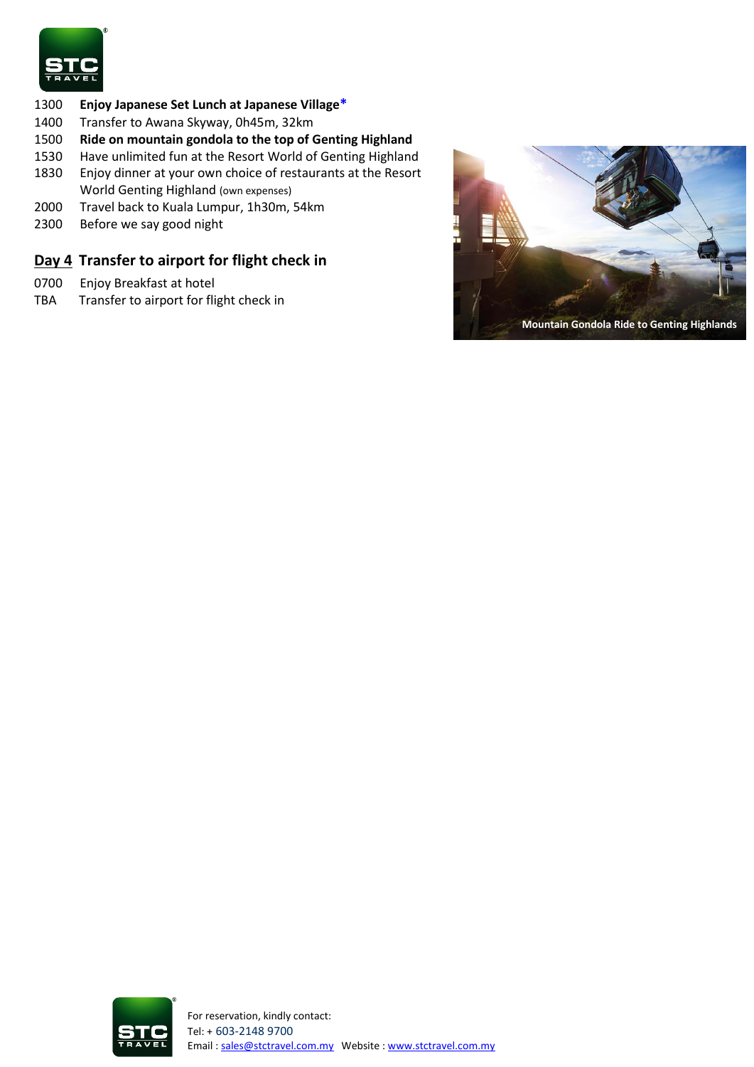| | |
|---|---|
| 1300 | **Enjoy Japanese Set Lunch at Japanese Village*** |
| 1400 | Transfer to Awana Skyway, 0h45m, 32km |
| 1500 | **Ride on mountain gondola to the top of Genting Highland** |
| 1530 | Have unlimited fun at the Resort World of Genting Highland |
| 1830 | Enjoy dinner at your own choice of restaurants at the Resort World Genting Highland (own expenses) |
| 2000 | Travel back to Kuala Lumpur, 1h30m, 54km |
| 2300 | Before we say good night |

## Day 4 Transfer to airport for flight check in

| | |
|---|---|
| 0700 | Enjoy Breakfast at hotel |
| TBA | Transfer to airport for flight check in |

Mountain Gondola Ride to Genting Highlands

For reservation, kindly contact:
Tel: + 603-2148 9700
Email : sales@stctravel.com.my Website : www.stctravel.com.my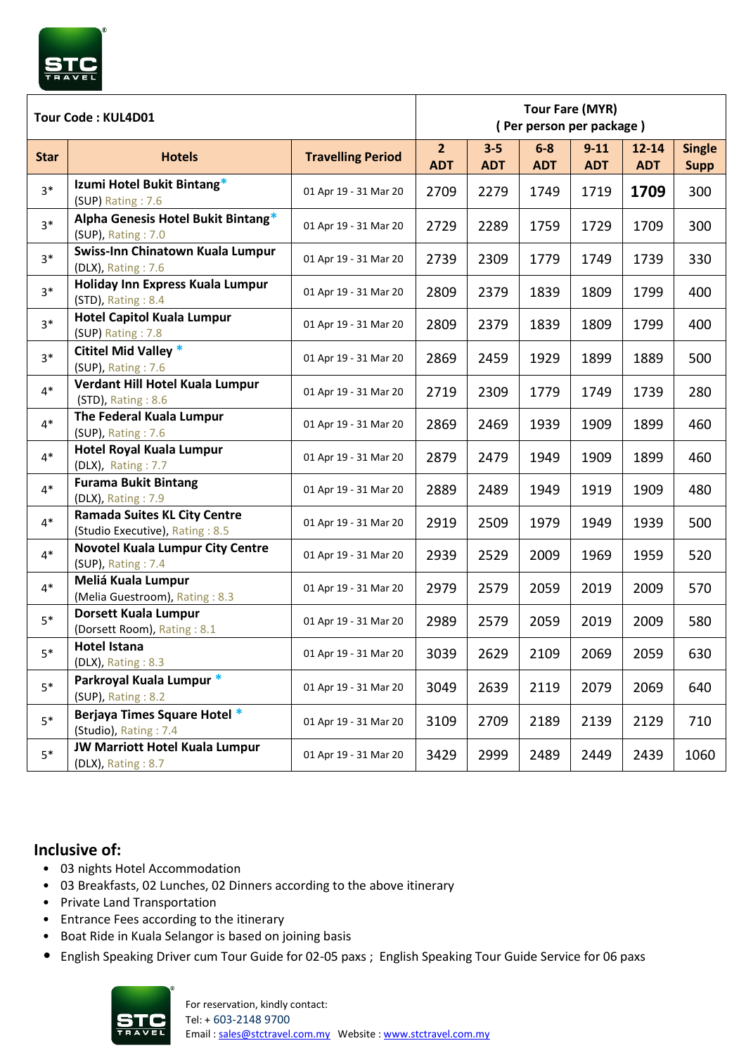| Tour Code : KUL4D01 | | | Tour Fare (MYR) ( Per person per package ) | | | | | |
|---|---|---|---|---|---|---|---|---|
| Star | Hotels | Travelling Period | 2 ADT | 3-5 ADT | 6-8 ADT | 9-11 ADT | 12-14 ADT | Single Supp |
| 3* | **Izumi Hotel Bukit Bintang*** (SUP) Rating : 7.6 | 01 Apr 19 - 31 Mar 20 | 2709 | 2279 | 1749 | 1719 | **1709** | 300 |
| 3* | **Alpha Genesis Hotel Bukit Bintang*** (SUP), Rating : 7.0 | 01 Apr 19 - 31 Mar 20 | 2729 | 2289 | 1759 | 1729 | 1709 | 300 |
| 3* | **Swiss-Inn Chinatown Kuala Lumpur** (DLX), Rating : 7.6 | 01 Apr 19 - 31 Mar 20 | 2739 | 2309 | 1779 | 1749 | 1739 | 330 |
| 3* | **Holiday Inn Express Kuala Lumpur** (STD), Rating : 8.4 | 01 Apr 19 - 31 Mar 20 | 2809 | 2379 | 1839 | 1809 | 1799 | 400 |
| 3* | **Hotel Capitol Kuala Lumpur** (SUP) Rating : 7.8 | 01 Apr 19 - 31 Mar 20 | 2809 | 2379 | 1839 | 1809 | 1799 | 400 |
| 3* | **Cititel Mid Valley*** (SUP), Rating : 7.6 | 01 Apr 19 - 31 Mar 20 | 2869 | 2459 | 1929 | 1899 | 1889 | 500 |
| 4* | **Verdant Hill Hotel Kuala Lumpur** (STD), Rating : 8.6 | 01 Apr 19 - 31 Mar 20 | 2719 | 2309 | 1779 | 1749 | 1739 | 280 |
| 4* | **The Federal Kuala Lumpur** (SUP), Rating : 7.6 | 01 Apr 19 - 31 Mar 20 | 2869 | 2469 | 1939 | 1909 | 1899 | 460 |
| 4* | **Hotel Royal Kuala Lumpur** (DLX), Rating : 7.7 | 01 Apr 19 - 31 Mar 20 | 2879 | 2479 | 1949 | 1909 | 1899 | 460 |
| 4* | **Furama Bukit Bintang** (DLX), Rating : 7.9 | 01 Apr 19 - 31 Mar 20 | 2889 | 2489 | 1949 | 1919 | 1909 | 480 |
| 4* | **Ramada Suites KL City Centre** (Studio Executive), Rating : 8.5 | 01 Apr 19 - 31 Mar 20 | 2919 | 2509 | 1979 | 1949 | 1939 | 500 |
| 4* | **Novotel Kuala Lumpur City Centre** (SUP), Rating : 7.4 | 01 Apr 19 - 31 Mar 20 | 2939 | 2529 | 2009 | 1969 | 1959 | 520 |
| 4* | **Meliá Kuala Lumpur** (Melia Guestroom), Rating : 8.3 | 01 Apr 19 - 31 Mar 20 | 2979 | 2579 | 2059 | 2019 | 2009 | 570 |
| 5* | **Dorsett Kuala Lumpur** (Dorsett Room), Rating : 8.1 | 01 Apr 19 - 31 Mar 20 | 2989 | 2579 | 2059 | 2019 | 2009 | 580 |
| 5* | **Hotel Istana** (DLX), Rating : 8.3 | 01 Apr 19 - 31 Mar 20 | 3039 | 2629 | 2109 | 2069 | 2059 | 630 |
| 5* | **Parkroyal Kuala Lumpur*** (SUP), Rating : 8.2 | 01 Apr 19 - 31 Mar 20 | 3049 | 2639 | 2119 | 2079 | 2069 | 640 |
| 5* | **Berjaya Times Square Hotel*** (Studio), Rating : 7.4 | 01 Apr 19 - 31 Mar 20 | 3109 | 2709 | 2189 | 2139 | 2129 | 710 |
| 5* | **JW Marriott Hotel Kuala Lumpur** (DLX), Rating : 8.7 | 01 Apr 19 - 31 Mar 20 | 3429 | 2999 | 2489 | 2449 | 2439 | 1060 |

## Inclusive of:

- 03 nights Hotel Accommodation
- 03 Breakfasts, 02 Lunches, 02 Dinners according to the above itinerary
- Private Land Transportation
- Entrance Fees according to the itinerary
- Boat Ride in Kuala Selangor is based on joining basis
- English Speaking Driver cum Tour Guide for 02-05 paxs ; English Speaking Tour Guide Service for 06 paxs

For reservation, kindly contact:
Tel: + 603-2148 9700
Email : sales@stctravel.com.my Website : www.stctravel.com.my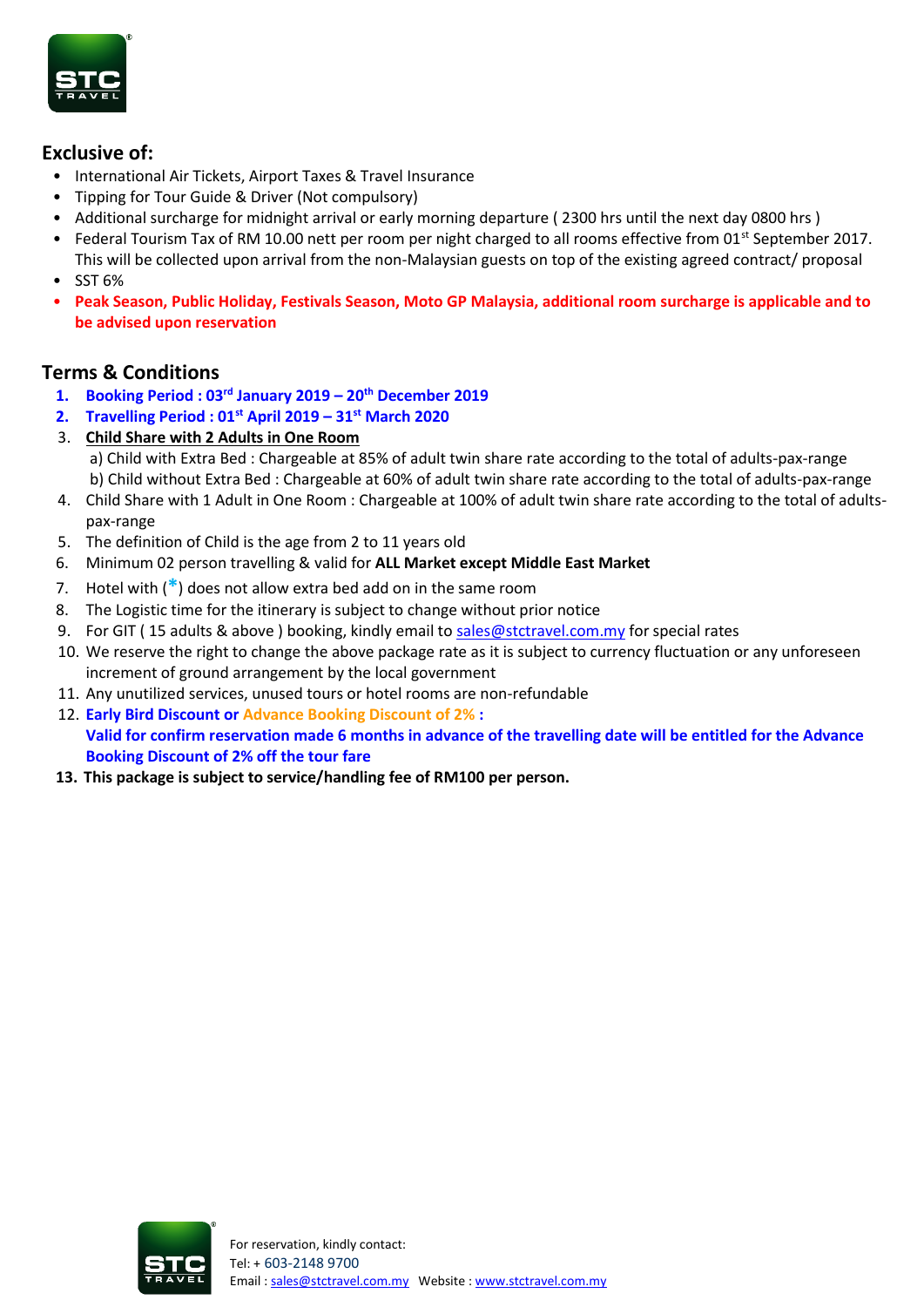## Exclusive of:

- International Air Tickets, Airport Taxes & Travel Insurance
- Tipping for Tour Guide & Driver (Not compulsory)
- Additional surcharge for midnight arrival or early morning departure ( 2300 hrs until the next day 0800 hrs )
- Federal Tourism Tax of RM 10.00 nett per room per night charged to all rooms effective from 01st September 2017. This will be collected upon arrival from the non-Malaysian guests on top of the existing agreed contract/ proposal
- SST 6%
- **Peak Season, Public Holiday, Festivals Season, Moto GP Malaysia, additional room surcharge is applicable and to be advised upon reservation**

## Terms & Conditions

1. **Booking Period : 03rd January 2019 – 20th December 2019**
2. **Travelling Period : 01st April 2019 – 31st March 2020**
3. **Child Share with 2 Adults in One Room**
   a) Child with Extra Bed : Chargeable at 85% of adult twin share rate according to the total of adults-pax-range
   b) Child without Extra Bed : Chargeable at 60% of adult twin share rate according to the total of adults-pax-range
4. Child Share with 1 Adult in One Room : Chargeable at 100% of adult twin share rate according to the total of adults-pax-range
5. The definition of Child is the age from 2 to 11 years old
6. Minimum 02 person travelling & valid for **ALL Market except Middle East Market**
7. Hotel with (*) does not allow extra bed add on in the same room
8. The Logistic time for the itinerary is subject to change without prior notice
9. For GIT ( 15 adults & above ) booking, kindly email to sales@stctravel.com.my for special rates
10. We reserve the right to change the above package rate as it is subject to currency fluctuation or any unforeseen increment of ground arrangement by the local government
11. Any unutilized services, unused tours or hotel rooms are non-refundable
12. **Early Bird Discount or Advance Booking Discount of 2% :**
    **Valid for confirm reservation made 6 months in advance of the travelling date will be entitled for the Advance Booking Discount of 2% off the tour fare**
13. **This package is subject to service/handling fee of RM100 per person.**

For reservation, kindly contact:
Tel: + 603-2148 9700
Email : sales@stctravel.com.my Website : www.stctravel.com.my